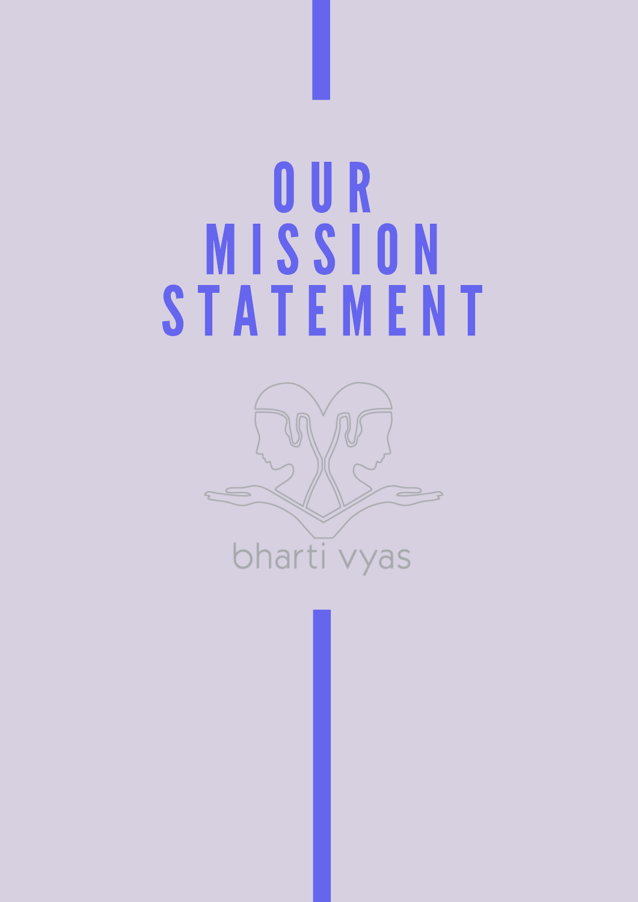# OUR MISSION STATEMENT

bharti vyas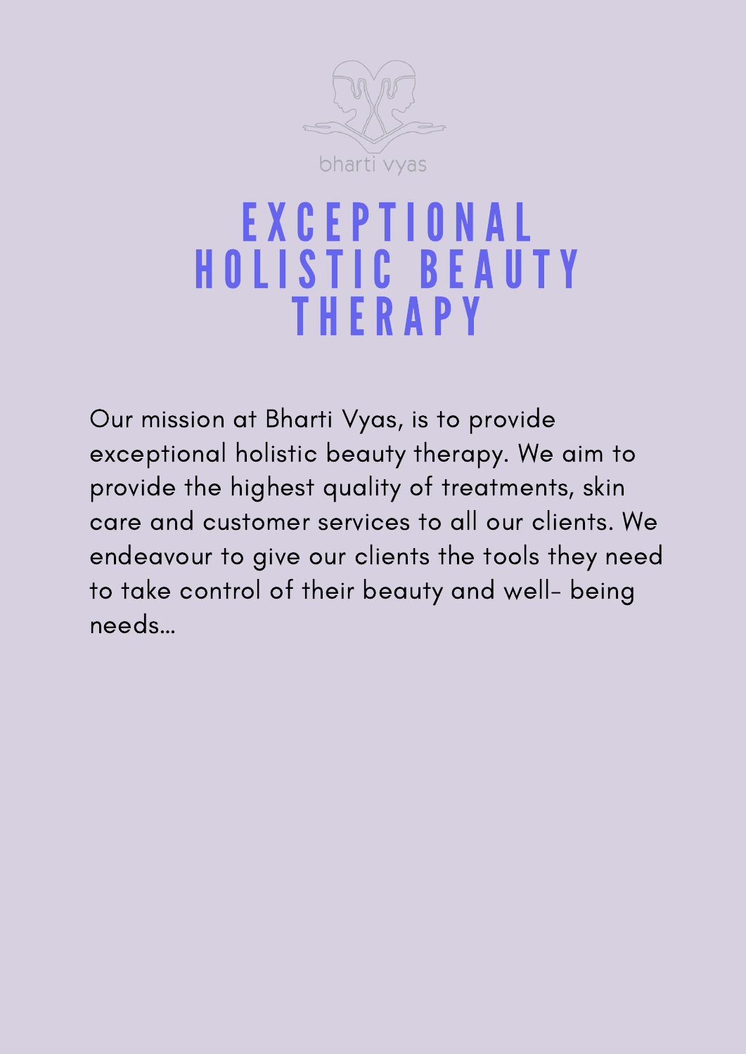bharti vyas

# EXCEPTIONAL HOLISTIC BEAUTY THERAPY

Our mission at Bharti Vyas, is to provide exceptional holistic beauty therapy. We aim to provide the highest quality of treatments, skin care and customer services to all our clients. We endeavour to give our clients the tools they need to take control of their beauty and well- being needs...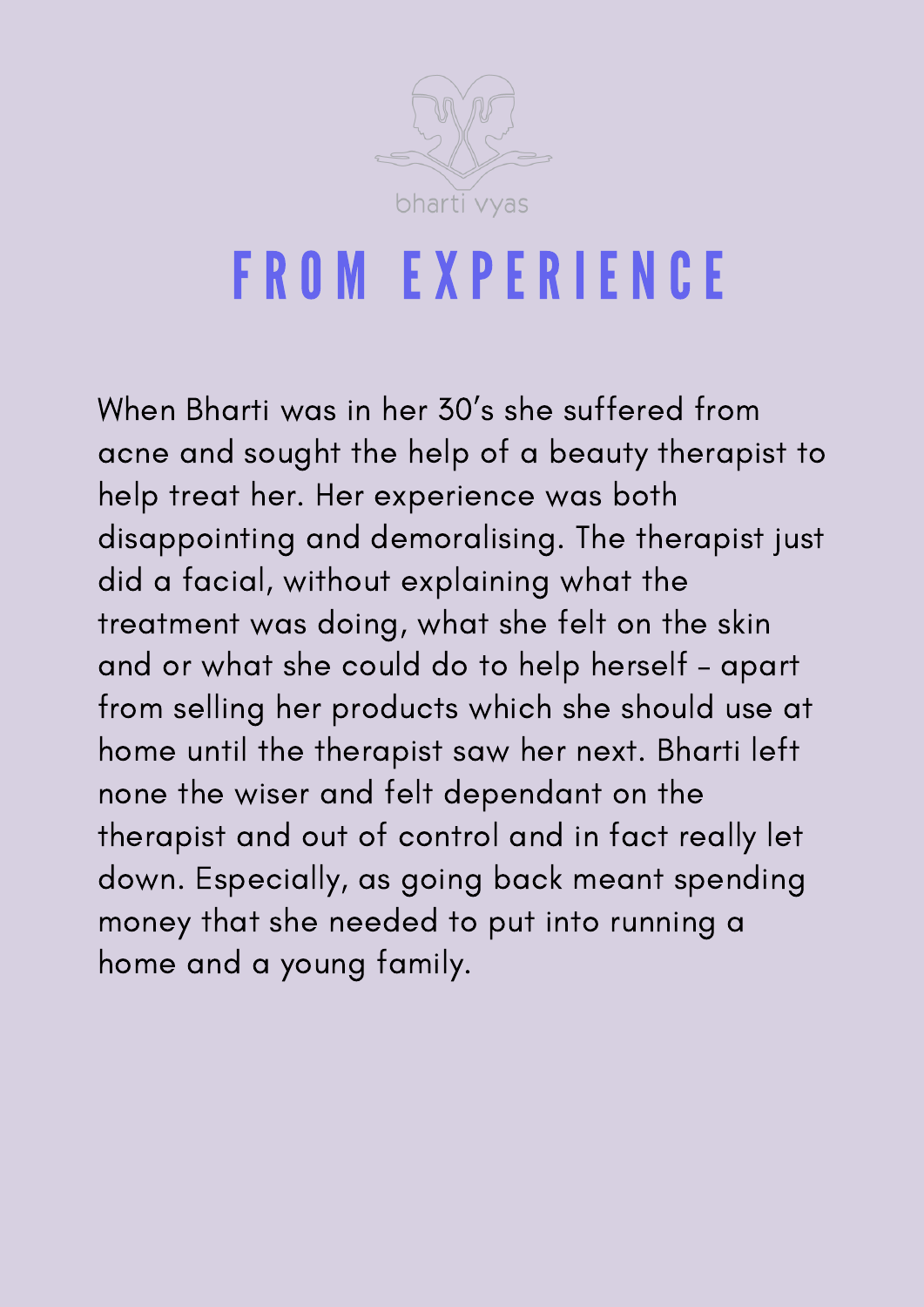bharti vyas

# FROM EXPERIENCE

When Bharti was in her 30's she suffered from acne and sought the help of a beauty therapist to help treat her. Her experience was both disappointing and demoralising. The therapist just did a facial, without explaining what the treatment was doing, what she felt on the skin and or what she could do to help herself - apart from selling her products which she should use at home until the therapist saw her next. Bharti left none the wiser and felt dependant on the therapist and out of control and in fact really let down. Especially, as going back meant spending money that she needed to put into running a home and a young family.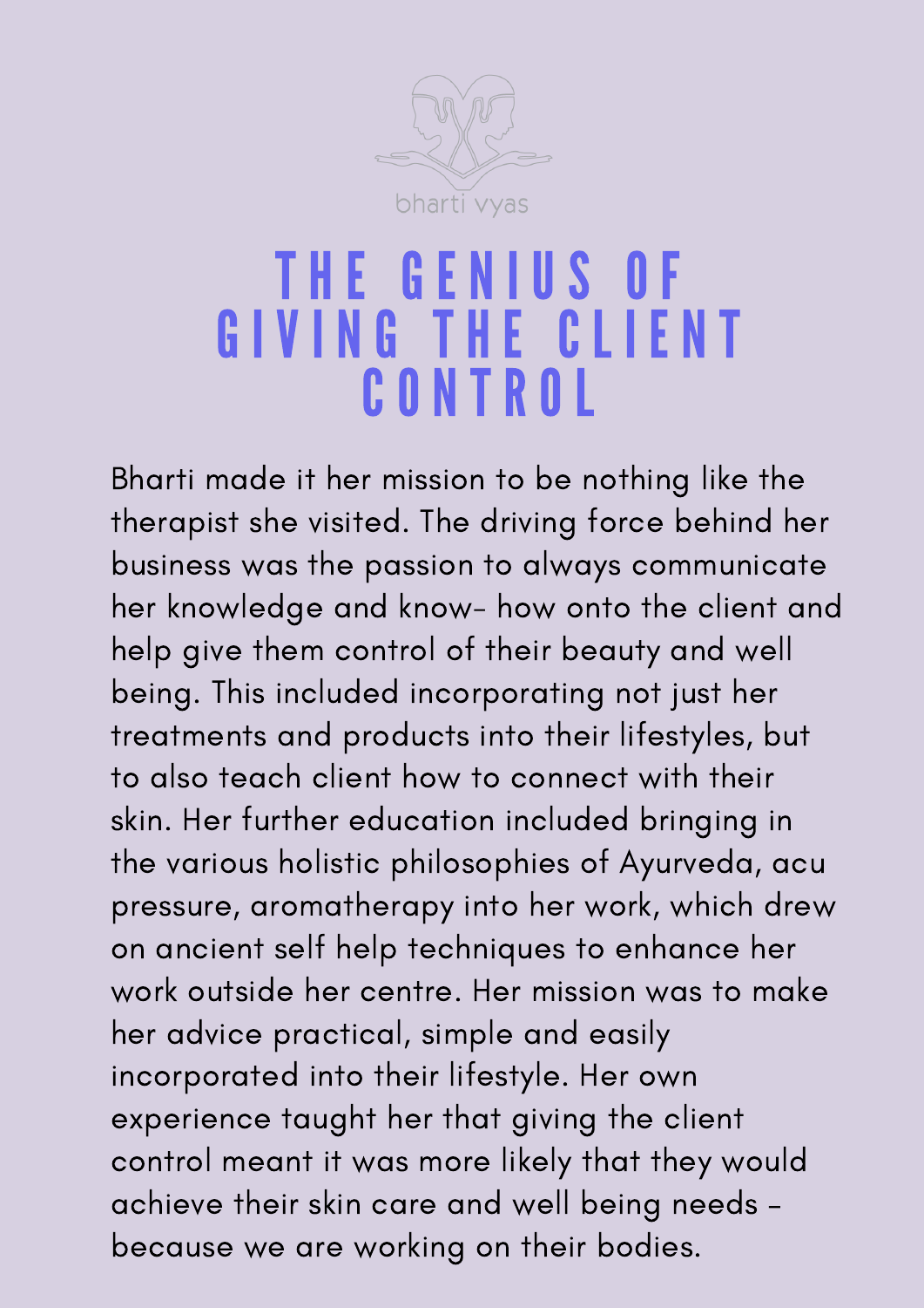bharti vyas

# THE GENIUS OF GIVING THE CLIENT CONTROL

Bharti made it her mission to be nothing like the therapist she visited. The driving force behind her business was the passion to always communicate her knowledge and know- how onto the client and help give them control of their beauty and well being. This included incorporating not just her treatments and products into their lifestyles, but to also teach client how to connect with their skin. Her further education included bringing in the various holistic philosophies of Ayurveda, acu pressure, aromatherapy into her work, which drew on ancient self help techniques to enhance her work outside her centre. Her mission was to make her advice practical, simple and easily incorporated into their lifestyle. Her own experience taught her that giving the client control meant it was more likely that they would achieve their skin care and well being needs - because we are working on their bodies.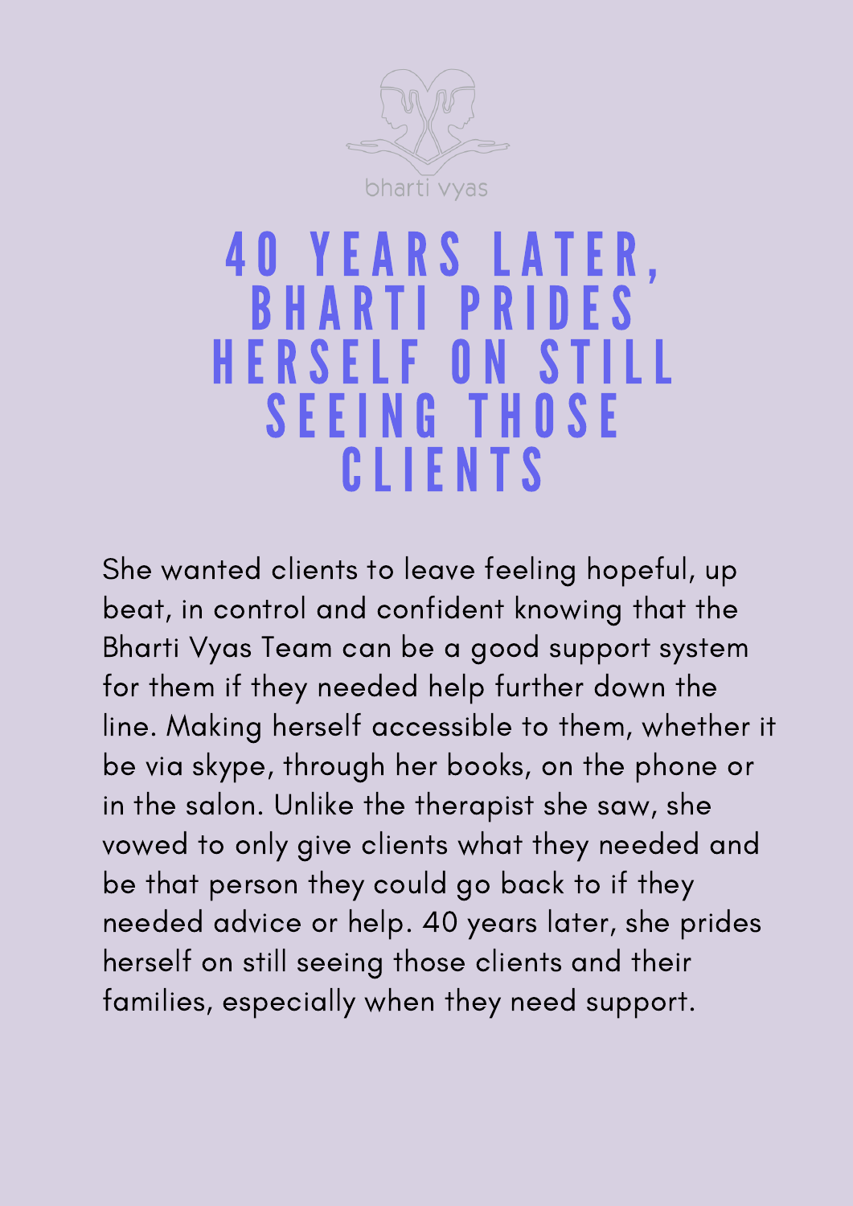bharti vyas

# 40 YEARS LATER, BHARTI PRIDES HERSELF ON STILL SEEING THOSE CLIENTS

She wanted clients to leave feeling hopeful, up beat, in control and confident knowing that the Bharti Vyas Team can be a good support system for them if they needed help further down the line. Making herself accessible to them, whether it be via skype, through her books, on the phone or in the salon. Unlike the therapist she saw, she vowed to only give clients what they needed and be that person they could go back to if they needed advice or help. 40 years later, she prides herself on still seeing those clients and their families, especially when they need support.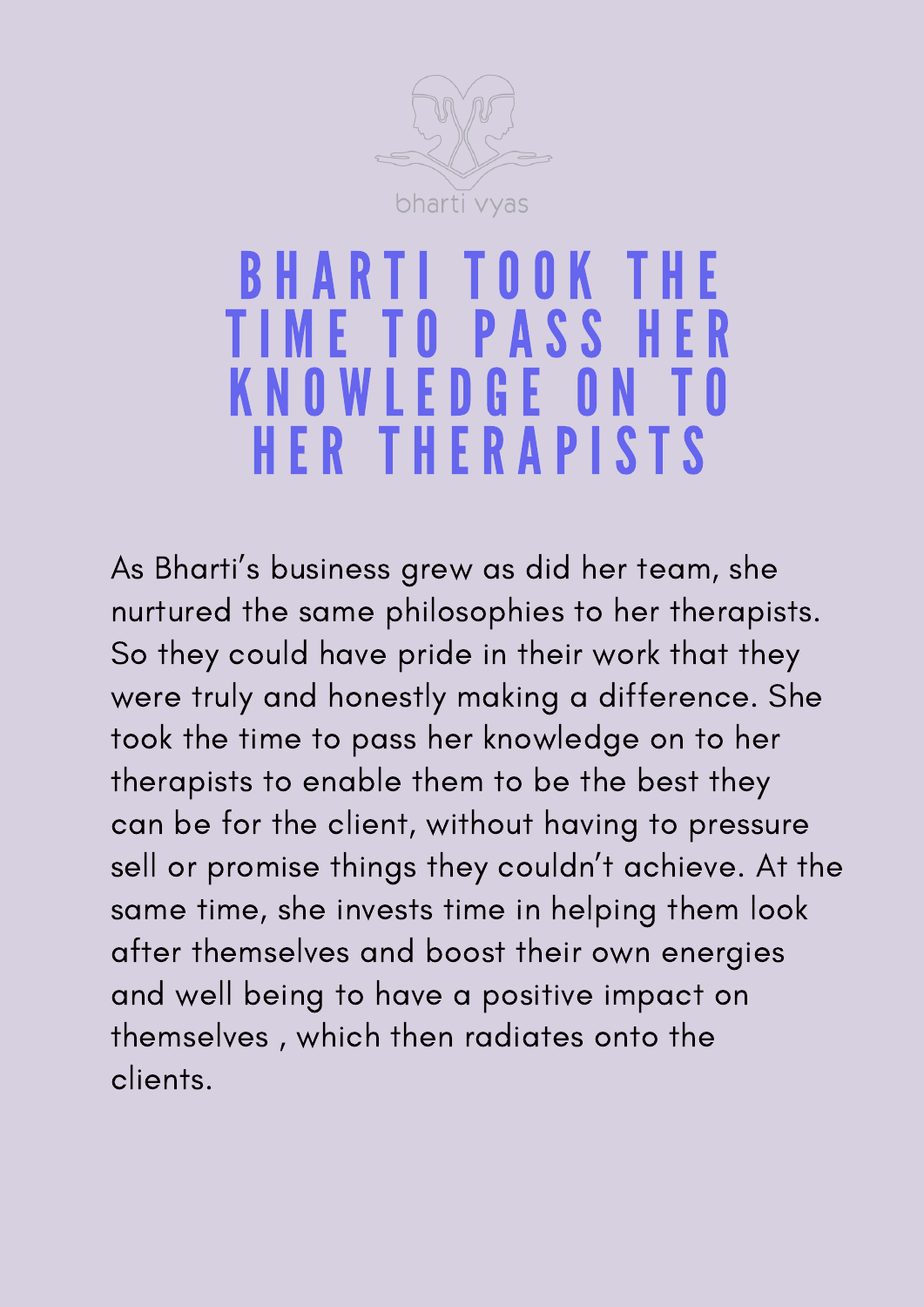bharti vyas

# BHARTI TOOK THE TIME TO PASS HER KNOWLEDGE ON TO HER THERAPISTS

As Bharti's business grew as did her team, she nurtured the same philosophies to her therapists. So they could have pride in their work that they were truly and honestly making a difference. She took the time to pass her knowledge on to her therapists to enable them to be the best they can be for the client, without having to pressure sell or promise things they couldn't achieve. At the same time, she invests time in helping them look after themselves and boost their own energies and well being to have a positive impact on themselves , which then radiates onto the clients.